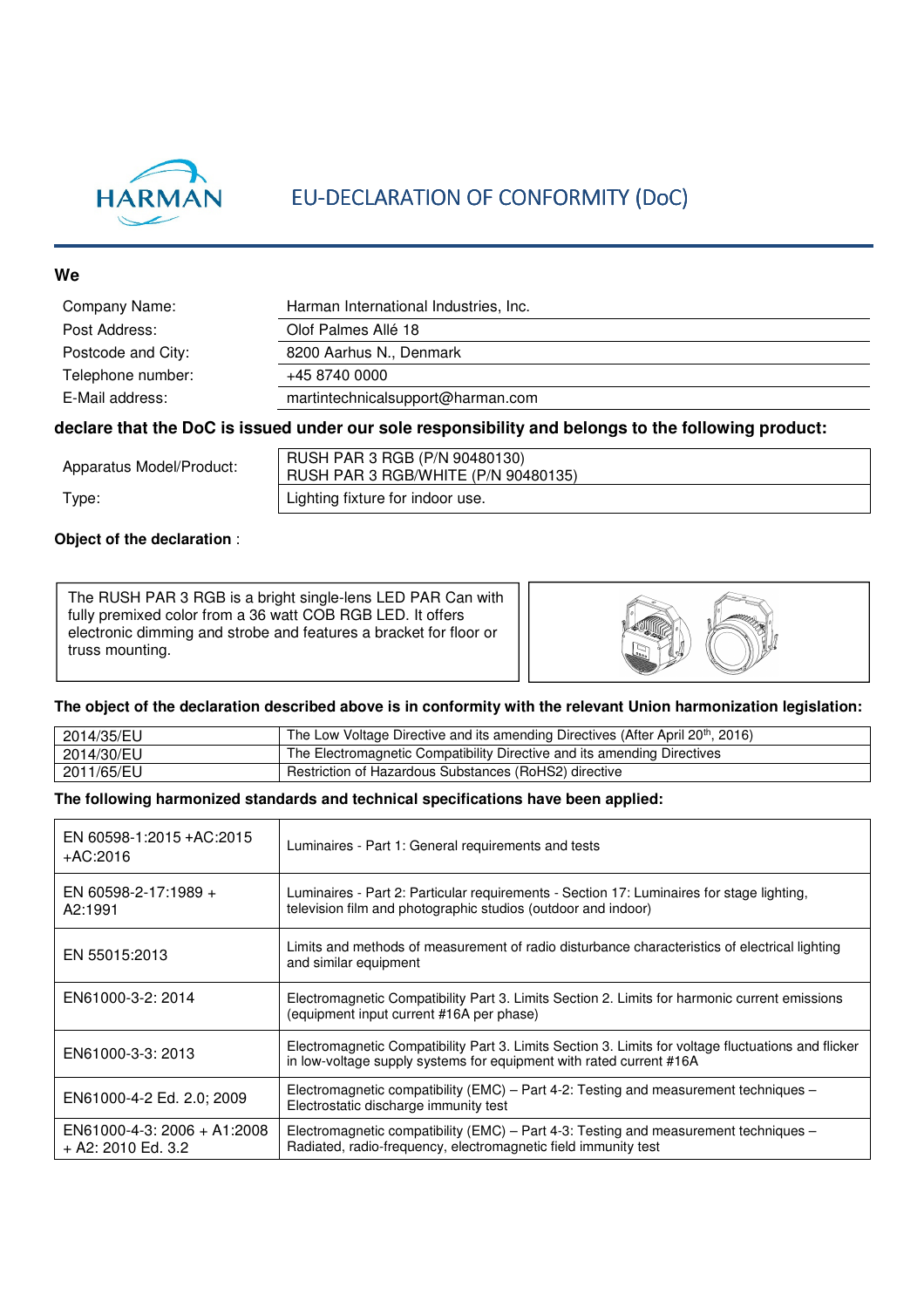HARMAN

# EU-DECLARATION OF CONFORMITY (DoC)

**We**

| | |
|---|---|
| Company Name: | Harman International Industries, Inc. |
| Post Address: | Olof Palmes Allé 18 |
| Postcode and City: | 8200 Aarhus N., Denmark |
| Telephone number: | +45 8740 0000 |
| E-Mail address: | martintechnicalsupport@harman.com |

**declare that the DoC is issued under our sole responsibility and belongs to the following product:**

| | |
|---|---|
| Apparatus Model/Product: | RUSH PAR 3 RGB (P/N 90480130)<br>RUSH PAR 3 RGB/WHITE (P/N 90480135) |
| Type: | Lighting fixture for indoor use. |

**Object of the declaration** :

The RUSH PAR 3 RGB is a bright single-lens LED PAR Can with fully premixed color from a 36 watt COB RGB LED. It offers electronic dimming and strobe and features a bracket for floor or truss mounting.

**The object of the declaration described above is in conformity with the relevant Union harmonization legislation:**

| | |
|---|---|
| 2014/35/EU | The Low Voltage Directive and its amending Directives (After April 20th, 2016) |
| 2014/30/EU | The Electromagnetic Compatibility Directive and its amending Directives |
| 2011/65/EU | Restriction of Hazardous Substances (RoHS2) directive |

**The following harmonized standards and technical specifications have been applied:**

| | |
|---|---|
| EN 60598-1:2015 +AC:2015 +AC:2016 | Luminaires - Part 1: General requirements and tests |
| EN 60598-2-17:1989 + A2:1991 | Luminaires - Part 2: Particular requirements - Section 17: Luminaires for stage lighting, television film and photographic studios (outdoor and indoor) |
| EN 55015:2013 | Limits and methods of measurement of radio disturbance characteristics of electrical lighting and similar equipment |
| EN61000-3-2: 2014 | Electromagnetic Compatibility Part 3. Limits Section 2. Limits for harmonic current emissions (equipment input current #16A per phase) |
| EN61000-3-3: 2013 | Electromagnetic Compatibility Part 3. Limits Section 3. Limits for voltage fluctuations and flicker in low-voltage supply systems for equipment with rated current #16A |
| EN61000-4-2 Ed. 2.0; 2009 | Electromagnetic compatibility (EMC) – Part 4-2: Testing and measurement techniques – Electrostatic discharge immunity test |
| EN61000-4-3: 2006 + A1:2008 + A2: 2010 Ed. 3.2 | Electromagnetic compatibility (EMC) – Part 4-3: Testing and measurement techniques – Radiated, radio-frequency, electromagnetic field immunity test |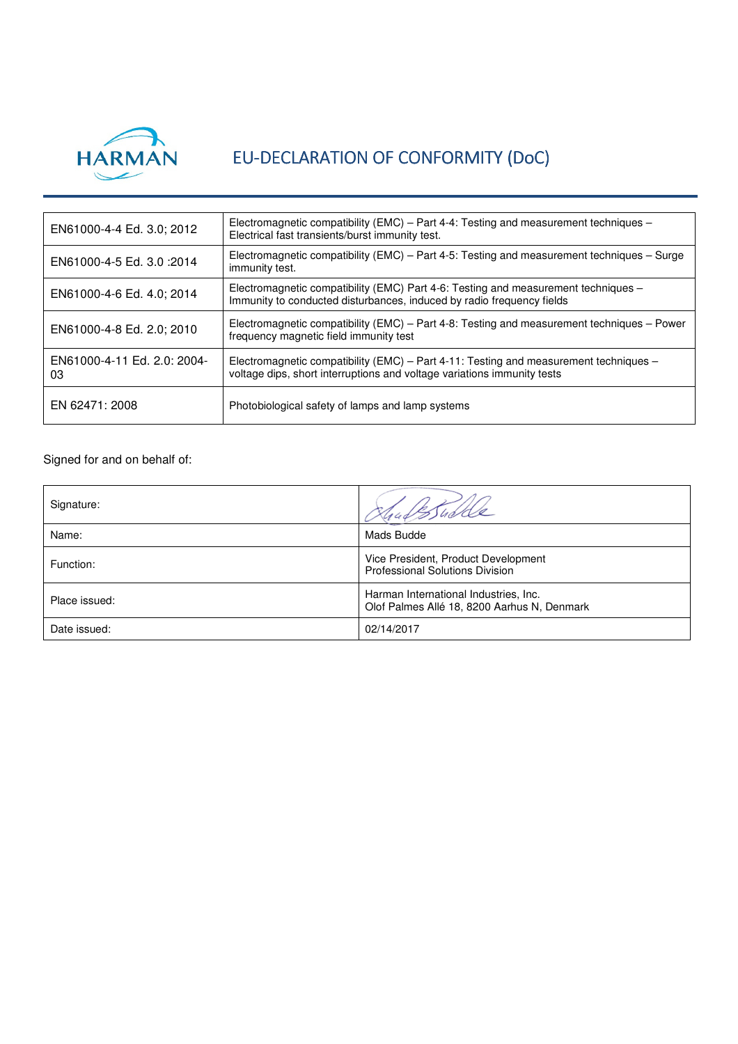# EU-DECLARATION OF CONFORMITY (DoC)

| | |
|---|---|
| EN61000-4-4 Ed. 3.0; 2012 | Electromagnetic compatibility (EMC) – Part 4-4: Testing and measurement techniques – Electrical fast transients/burst immunity test. |
| EN61000-4-5 Ed. 3.0 :2014 | Electromagnetic compatibility (EMC) – Part 4-5: Testing and measurement techniques – Surge immunity test. |
| EN61000-4-6 Ed. 4.0; 2014 | Electromagnetic compatibility (EMC) Part 4-6: Testing and measurement techniques – Immunity to conducted disturbances, induced by radio frequency fields |
| EN61000-4-8 Ed. 2.0; 2010 | Electromagnetic compatibility (EMC) – Part 4-8: Testing and measurement techniques – Power frequency magnetic field immunity test |
| EN61000-4-11 Ed. 2.0: 2004-03 | Electromagnetic compatibility (EMC) – Part 4-11: Testing and measurement techniques – voltage dips, short interruptions and voltage variations immunity tests |
| EN 62471: 2008 | Photobiological safety of lamps and lamp systems |

Signed for and on behalf of:

| | |
|---|---|
| Signature: | |
| Name: | Mads Budde |
| Function: | Vice President, Product Development<br>Professional Solutions Division |
| Place issued: | Harman International Industries, Inc.<br>Olof Palmes Allé 18, 8200 Aarhus N, Denmark |
| Date issued: | 02/14/2017 |